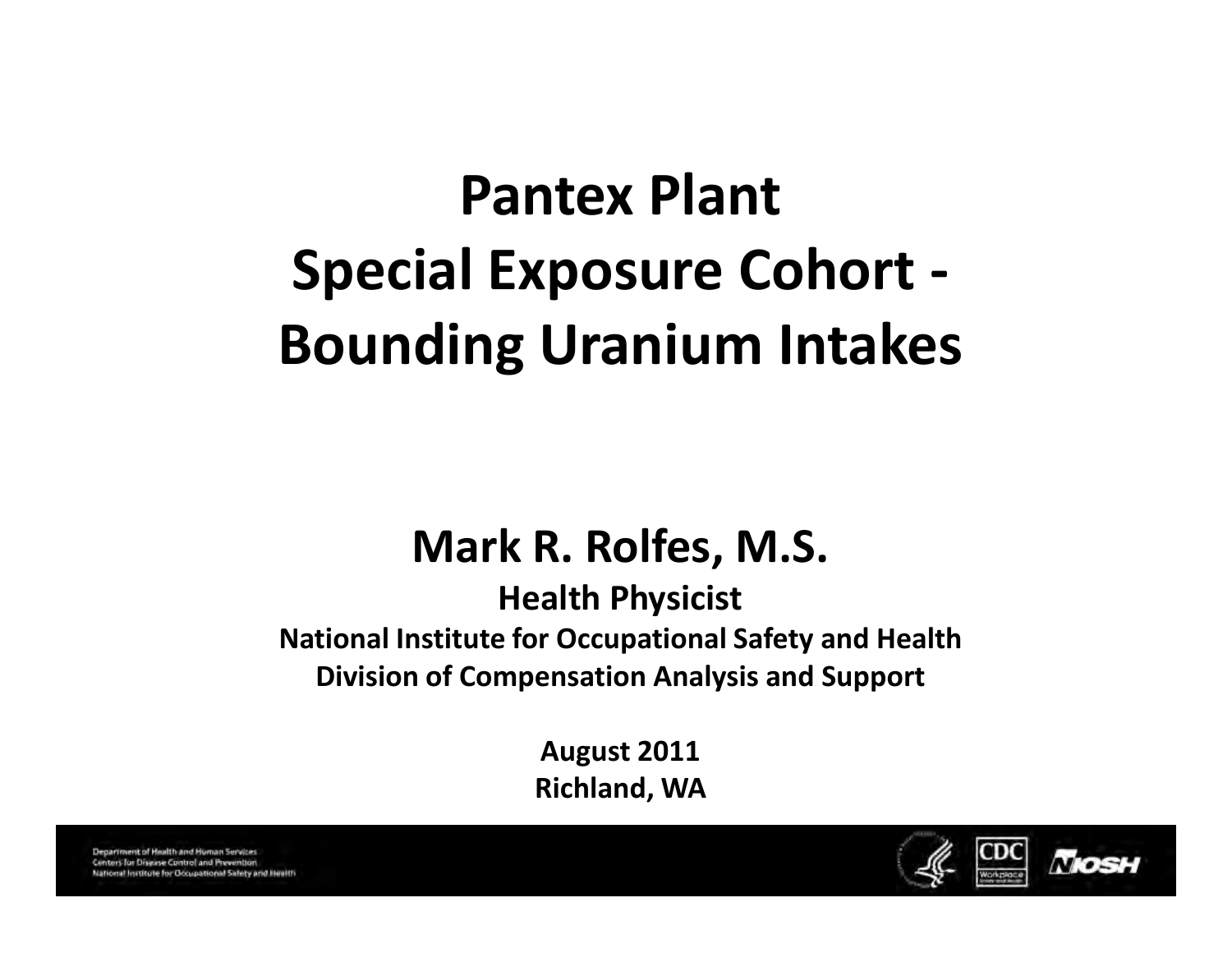# Pantex Plant
# Special Exposure Cohort - Bounding Uranium Intakes

**Mark R. Rolfes, M.S.**

**Health Physicist**

**National Institute for Occupational Safety and Health**

**Division of Compensation Analysis and Support**

**August 2011**

**Richland, WA**

Department of Health and Human Services
Centers for Disease Control and Prevention
National Institute for Occupational Safety and Health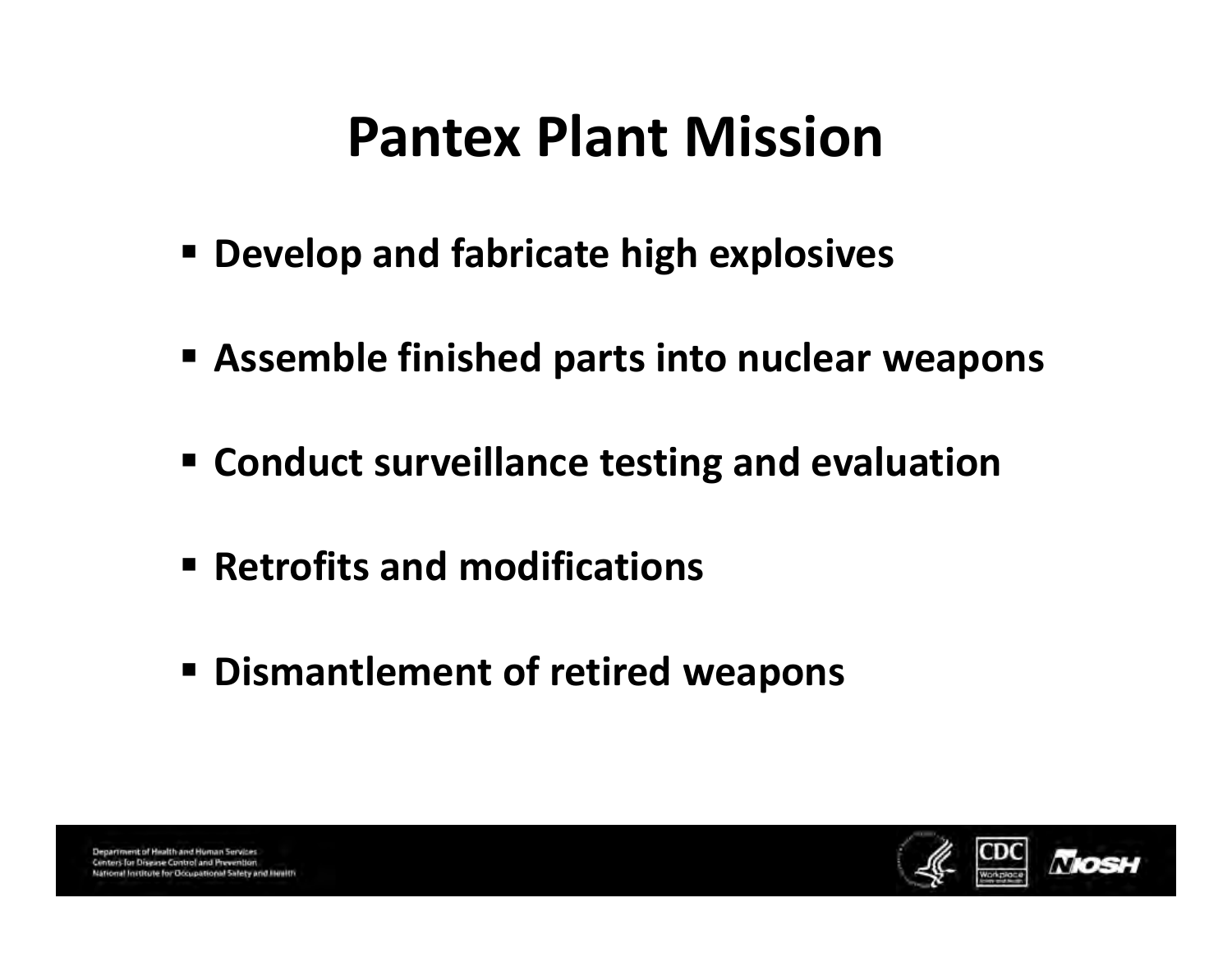# Pantex Plant Mission

- **Develop and fabricate high explosives**
- **Assemble finished parts into nuclear weapons**
- **Conduct surveillance testing and evaluation**
- **Retrofits and modifications**
- **Dismantlement of retired weapons**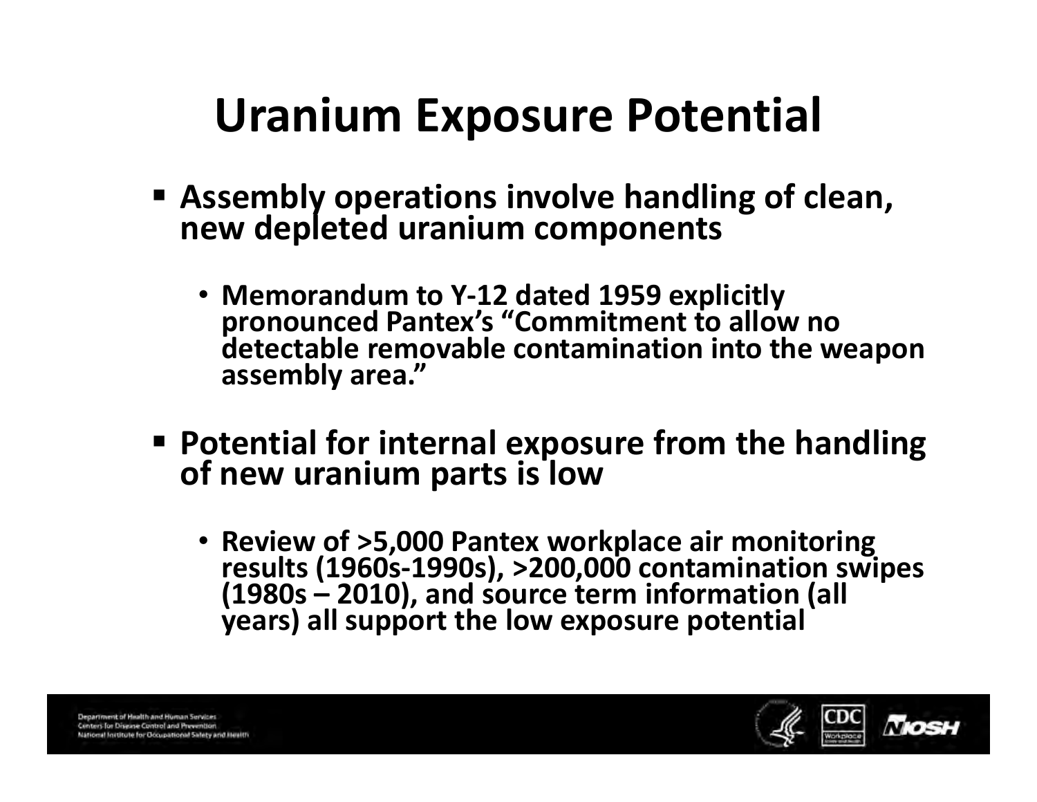# Uranium Exposure Potential

- **Assembly operations involve handling of clean, new depleted uranium components**
  - **Memorandum to Y-12 dated 1959 explicitly pronounced Pantex's "Commitment to allow no detectable removable contamination into the weapon assembly area."**
- **Potential for internal exposure from the handling of new uranium parts is low**
  - **Review of >5,000 Pantex workplace air monitoring results (1960s-1990s), >200,000 contamination swipes (1980s – 2010), and source term information (all years) all support the low exposure potential**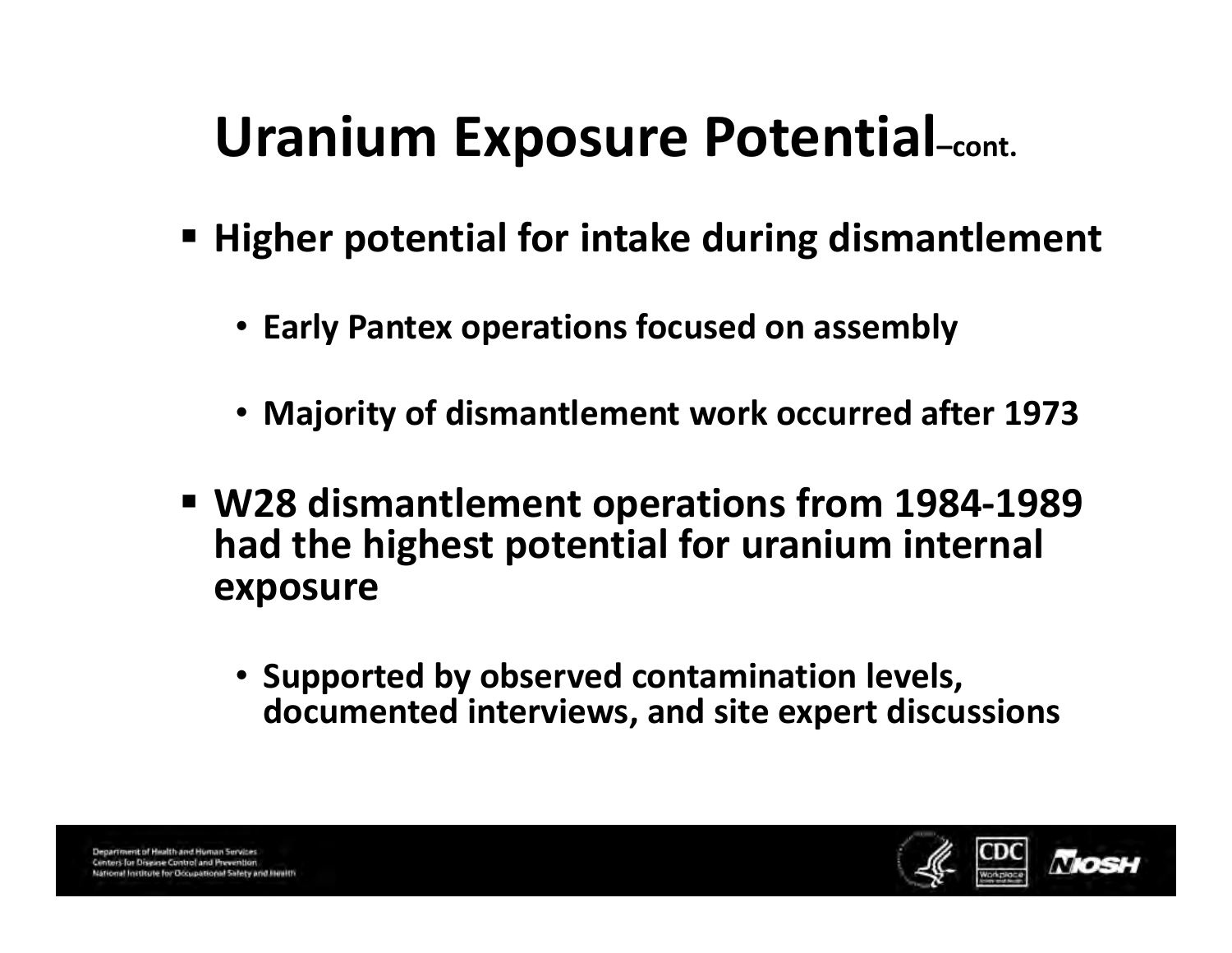# Uranium Exposure Potential–cont.

- Higher potential for intake during dismantlement
  - Early Pantex operations focused on assembly
  - Majority of dismantlement work occurred after 1973
- W28 dismantlement operations from 1984-1989 had the highest potential for uranium internal exposure
  - Supported by observed contamination levels, documented interviews, and site expert discussions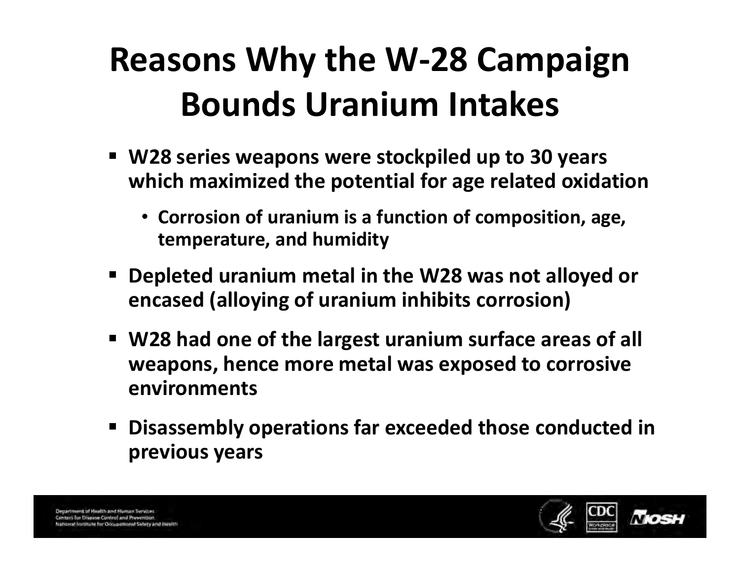# Reasons Why the W-28 Campaign Bounds Uranium Intakes

- W28 series weapons were stockpiled up to 30 years which maximized the potential for age related oxidation
  - Corrosion of uranium is a function of composition, age, temperature, and humidity
- Depleted uranium metal in the W28 was not alloyed or encased (alloying of uranium inhibits corrosion)
- W28 had one of the largest uranium surface areas of all weapons, hence more metal was exposed to corrosive environments
- Disassembly operations far exceeded those conducted in previous years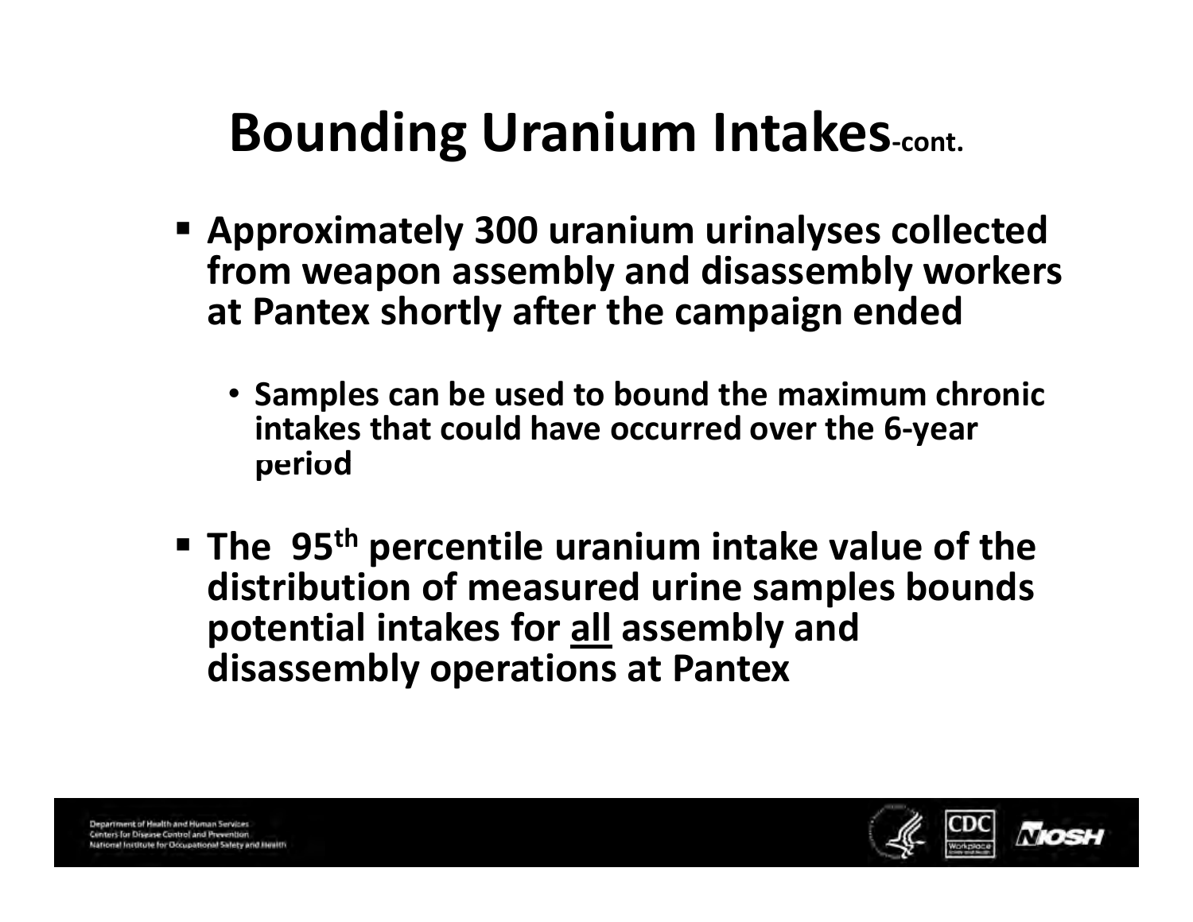# Bounding Uranium Intakes-cont.

- **Approximately 300 uranium urinalyses collected from weapon assembly and disassembly workers at Pantex shortly after the campaign ended**
  - **Samples can be used to bound the maximum chronic intakes that could have occurred over the 6-year period**
- **The 95th percentile uranium intake value of the distribution of measured urine samples bounds potential intakes for <u>all</u> assembly and disassembly operations at Pantex**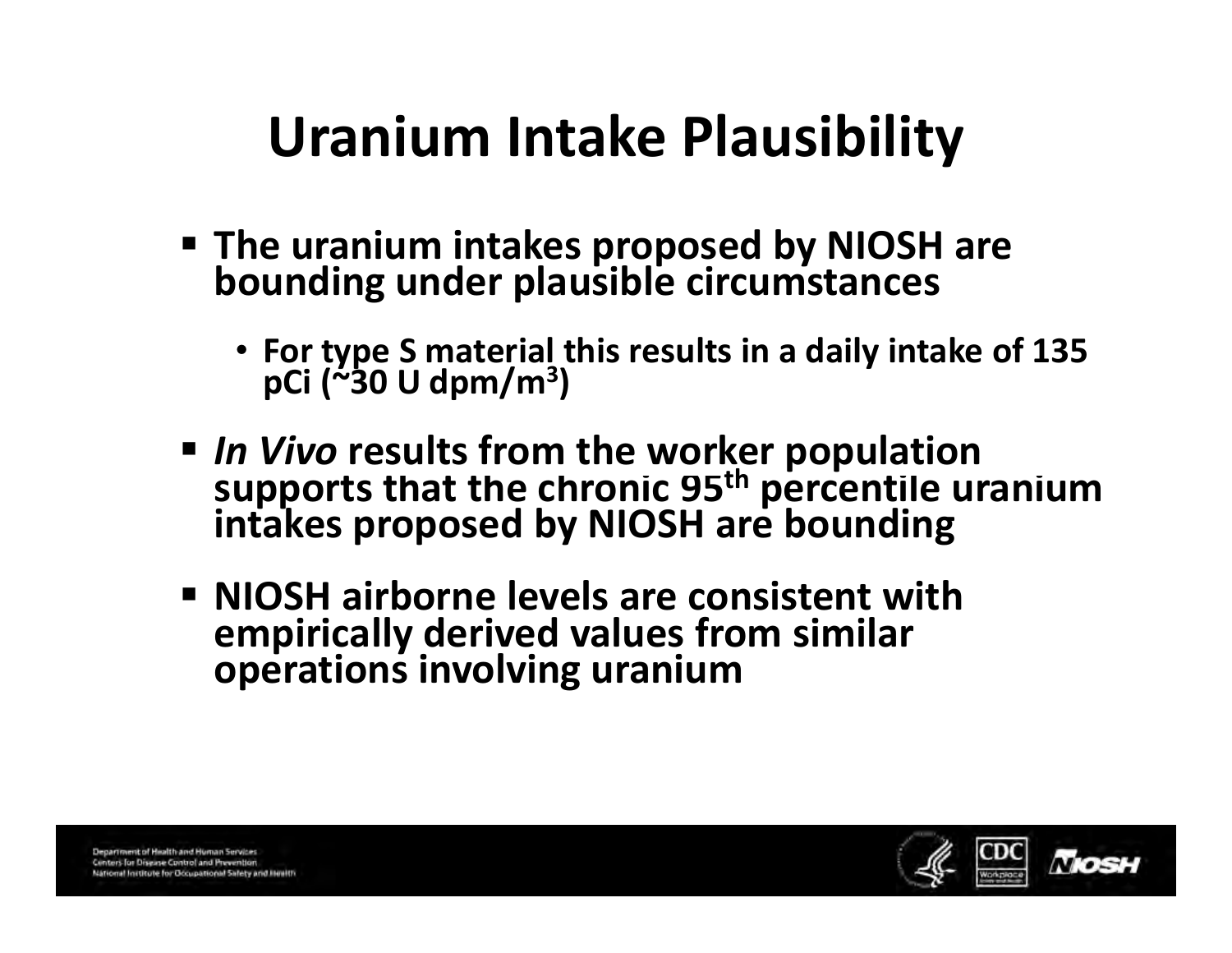# Uranium Intake Plausibility

- **The uranium intakes proposed by NIOSH are bounding under plausible circumstances**
  - **For type S material this results in a daily intake of 135 pCi (~30 U dpm/m$^3$)**
- ***In Vivo* results from the worker population supports that the chronic 95$^{th}$ percentile uranium intakes proposed by NIOSH are bounding**
- **NIOSH airborne levels are consistent with empirically derived values from similar operations involving uranium**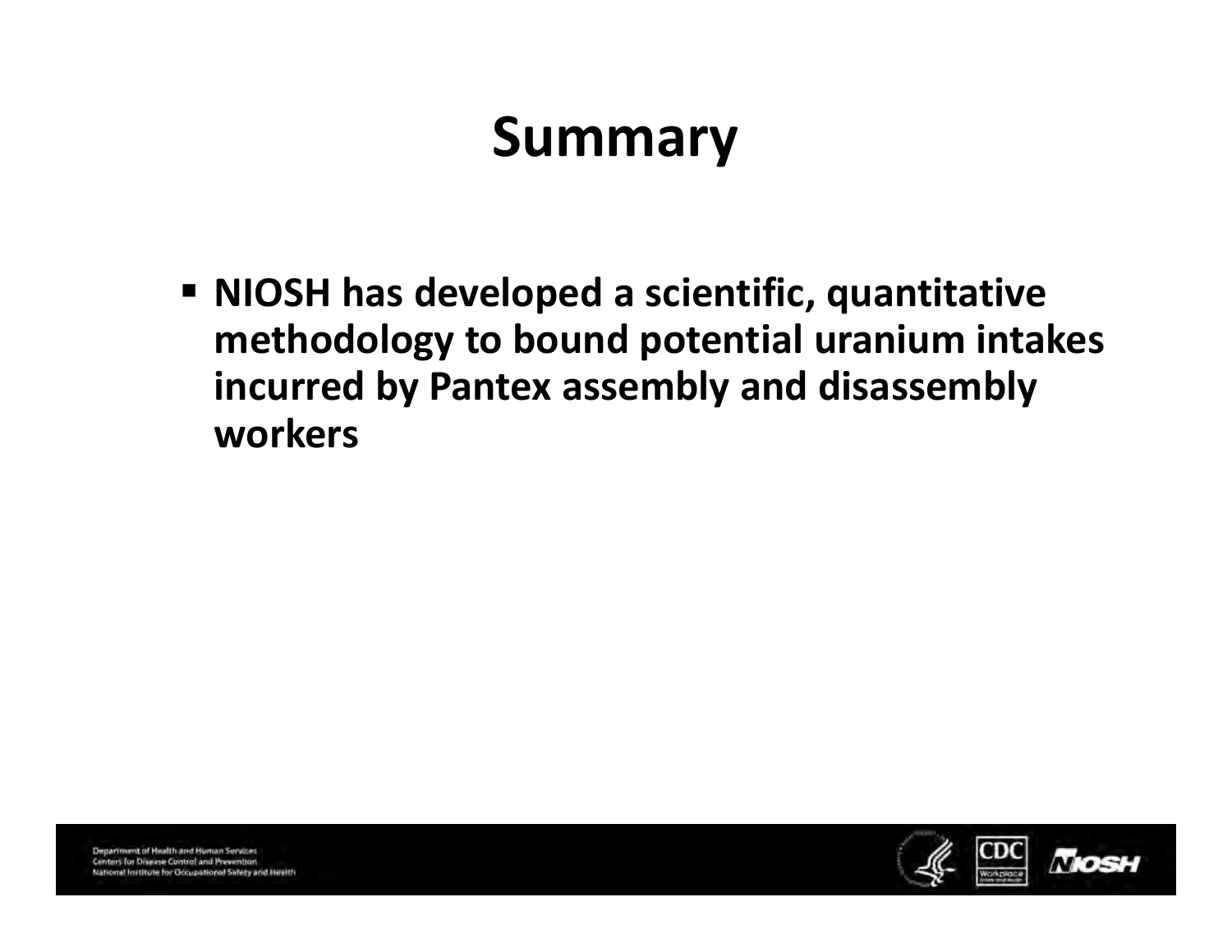# Summary

- **NIOSH has developed a scientific, quantitative methodology to bound potential uranium intakes incurred by Pantex assembly and disassembly workers**